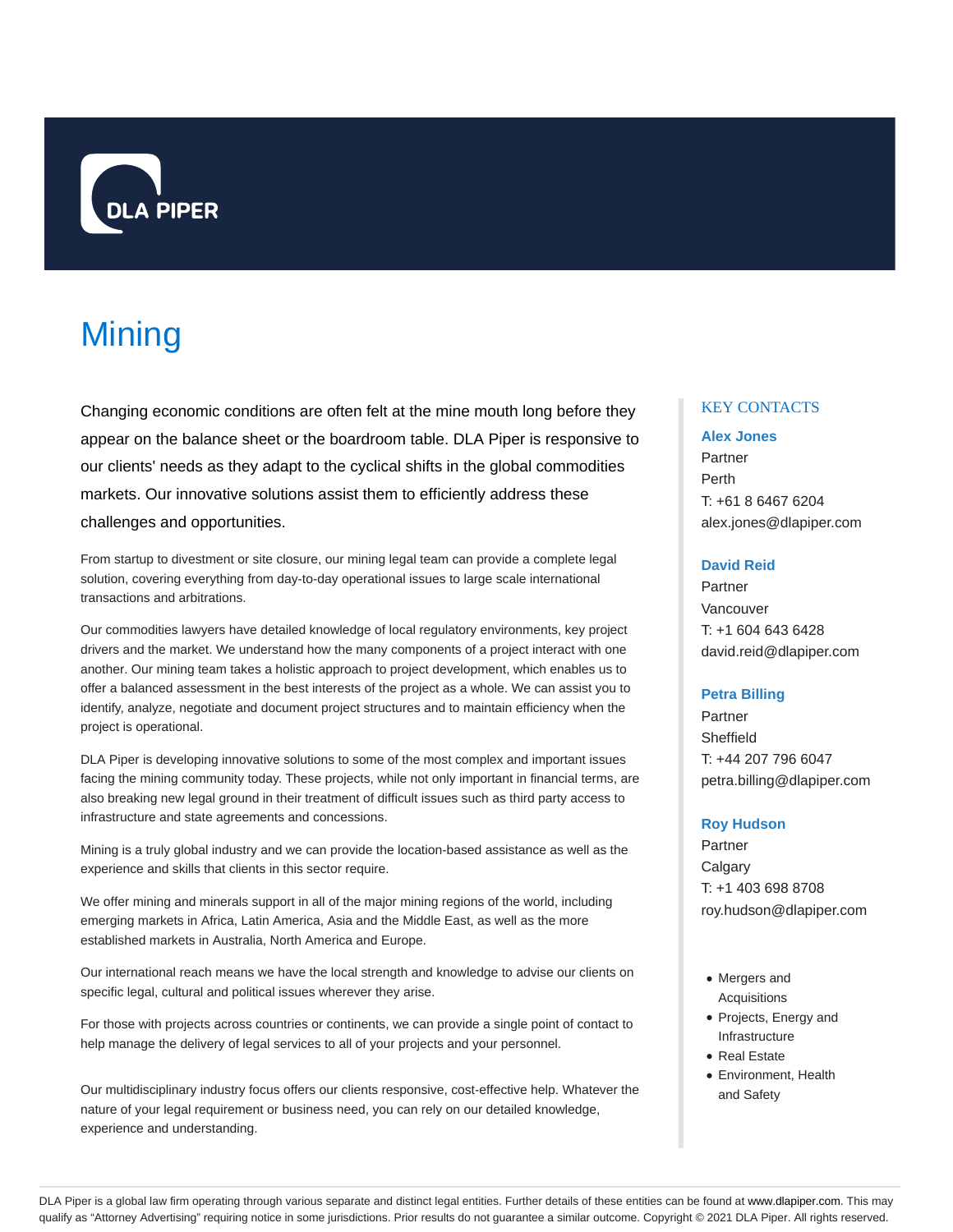DLA PIPER

# Mining

Changing economic conditions are often felt at the mine mouth long before they appear on the balance sheet or the boardroom table. DLA Piper is responsive to our clients' needs as they adapt to the cyclical shifts in the global commodities markets. Our innovative solutions assist them to efficiently address these challenges and opportunities.

From startup to divestment or site closure, our mining legal team can provide a complete legal solution, covering everything from day-to-day operational issues to large scale international transactions and arbitrations.

Our commodities lawyers have detailed knowledge of local regulatory environments, key project drivers and the market. We understand how the many components of a project interact with one another. Our mining team takes a holistic approach to project development, which enables us to offer a balanced assessment in the best interests of the project as a whole. We can assist you to identify, analyze, negotiate and document project structures and to maintain efficiency when the project is operational.

DLA Piper is developing innovative solutions to some of the most complex and important issues facing the mining community today. These projects, while not only important in financial terms, are also breaking new legal ground in their treatment of difficult issues such as third party access to infrastructure and state agreements and concessions.

Mining is a truly global industry and we can provide the location-based assistance as well as the experience and skills that clients in this sector require.

We offer mining and minerals support in all of the major mining regions of the world, including emerging markets in Africa, Latin America, Asia and the Middle East, as well as the more established markets in Australia, North America and Europe.

Our international reach means we have the local strength and knowledge to advise our clients on specific legal, cultural and political issues wherever they arise.

For those with projects across countries or continents, we can provide a single point of contact to help manage the delivery of legal services to all of your projects and your personnel.

Our multidisciplinary industry focus offers our clients responsive, cost-effective help. Whatever the nature of your legal requirement or business need, you can rely on our detailed knowledge, experience and understanding.

## KEY CONTACTS

**Alex Jones**
Partner
Perth
T: +61 8 6467 6204
alex.jones@dlapiper.com

**David Reid**
Partner
Vancouver
T: +1 604 643 6428
david.reid@dlapiper.com

**Petra Billing**
Partner
Sheffield
T: +44 207 796 6047
petra.billing@dlapiper.com

**Roy Hudson**
Partner
Calgary
T: +1 403 698 8708
roy.hudson@dlapiper.com

- Mergers and Acquisitions
- Projects, Energy and Infrastructure
- Real Estate
- Environment, Health and Safety

DLA Piper is a global law firm operating through various separate and distinct legal entities. Further details of these entities can be found at www.dlapiper.com. This may qualify as "Attorney Advertising" requiring notice in some jurisdictions. Prior results do not guarantee a similar outcome. Copyright © 2021 DLA Piper. All rights reserved.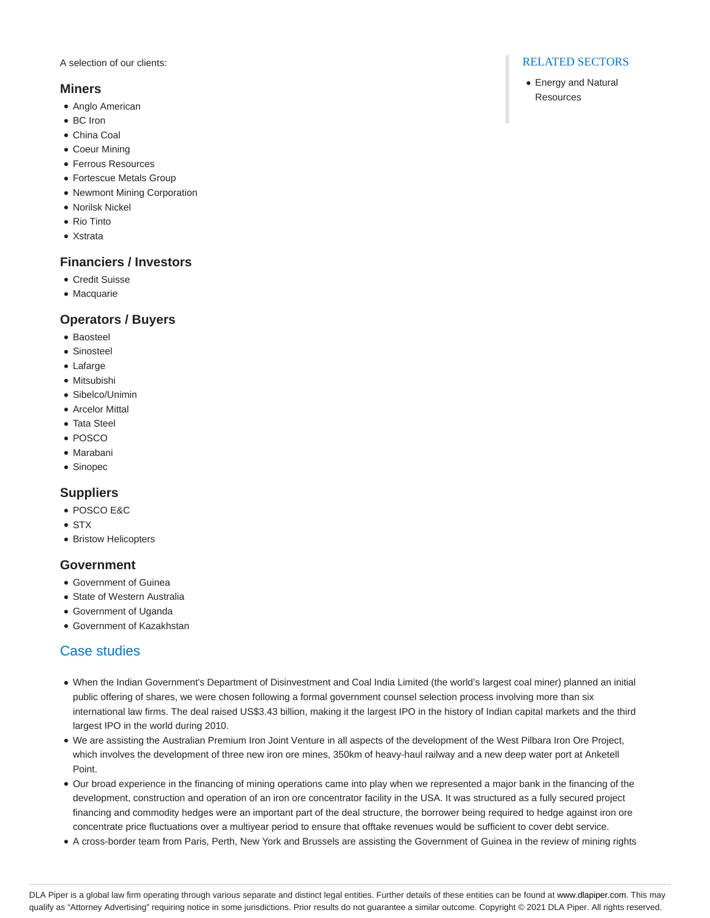A selection of our clients:

### Miners

- Anglo American
- BC Iron
- China Coal
- Coeur Mining
- Ferrous Resources
- Fortescue Metals Group
- Newmont Mining Corporation
- Norilsk Nickel
- Rio Tinto
- Xstrata

### Financiers / Investors

- Credit Suisse
- Macquarie

### Operators / Buyers

- Baosteel
- Sinosteel
- Lafarge
- Mitsubishi
- Sibelco/Unimin
- Arcelor Mittal
- Tata Steel
- POSCO
- Marabani
- Sinopec

### Suppliers

- POSCO E&C
- STX
- Bristow Helicopters

### Government

- Government of Guinea
- State of Western Australia
- Government of Uganda
- Government of Kazakhstan

## Case studies

- When the Indian Government's Department of Disinvestment and Coal India Limited (the world's largest coal miner) planned an initial public offering of shares, we were chosen following a formal government counsel selection process involving more than six international law firms. The deal raised US$3.43 billion, making it the largest IPO in the history of Indian capital markets and the third largest IPO in the world during 2010.
- We are assisting the Australian Premium Iron Joint Venture in all aspects of the development of the West Pilbara Iron Ore Project, which involves the development of three new iron ore mines, 350km of heavy-haul railway and a new deep water port at Anketell Point.
- Our broad experience in the financing of mining operations came into play when we represented a major bank in the financing of the development, construction and operation of an iron ore concentrator facility in the USA. It was structured as a fully secured project financing and commodity hedges were an important part of the deal structure, the borrower being required to hedge against iron ore concentrate price fluctuations over a multiyear period to ensure that offtake revenues would be sufficient to cover debt service.
- A cross-border team from Paris, Perth, New York and Brussels are assisting the Government of Guinea in the review of mining rights

RELATED SECTORS

- Energy and Natural Resources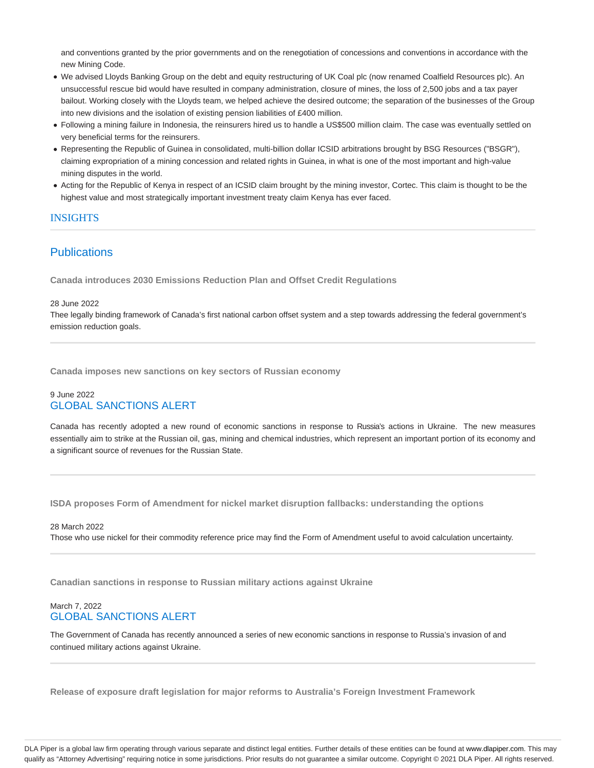and conventions granted by the prior governments and on the renegotiation of concessions and conventions in accordance with the new Mining Code.

- We advised Lloyds Banking Group on the debt and equity restructuring of UK Coal plc (now renamed Coalfield Resources plc). An unsuccessful rescue bid would have resulted in company administration, closure of mines, the loss of 2,500 jobs and a tax payer bailout. Working closely with the Lloyds team, we helped achieve the desired outcome; the separation of the businesses of the Group into new divisions and the isolation of existing pension liabilities of £400 million.
- Following a mining failure in Indonesia, the reinsurers hired us to handle a US$500 million claim. The case was eventually settled on very beneficial terms for the reinsurers.
- Representing the Republic of Guinea in consolidated, multi-billion dollar ICSID arbitrations brought by BSG Resources ("BSGR"), claiming expropriation of a mining concession and related rights in Guinea, in what is one of the most important and high-value mining disputes in the world.
- Acting for the Republic of Kenya in respect of an ICSID claim brought by the mining investor, Cortec. This claim is thought to be the highest value and most strategically important investment treaty claim Kenya has ever faced.

## INSIGHTS

## Publications

### Canada introduces 2030 Emissions Reduction Plan and Offset Credit Regulations

28 June 2022

Thee legally binding framework of Canada's first national carbon offset system and a step towards addressing the federal government's emission reduction goals.

### Canada imposes new sanctions on key sectors of Russian economy

9 June 2022

GLOBAL SANCTIONS ALERT

Canada has recently adopted a new round of economic sanctions in response to Russia's actions in Ukraine. The new measures essentially aim to strike at the Russian oil, gas, mining and chemical industries, which represent an important portion of its economy and a significant source of revenues for the Russian State.

### ISDA proposes Form of Amendment for nickel market disruption fallbacks: understanding the options

28 March 2022

Those who use nickel for their commodity reference price may find the Form of Amendment useful to avoid calculation uncertainty.

### Canadian sanctions in response to Russian military actions against Ukraine

March 7, 2022

GLOBAL SANCTIONS ALERT

The Government of Canada has recently announced a series of new economic sanctions in response to Russia's invasion of and continued military actions against Ukraine.

### Release of exposure draft legislation for major reforms to Australia's Foreign Investment Framework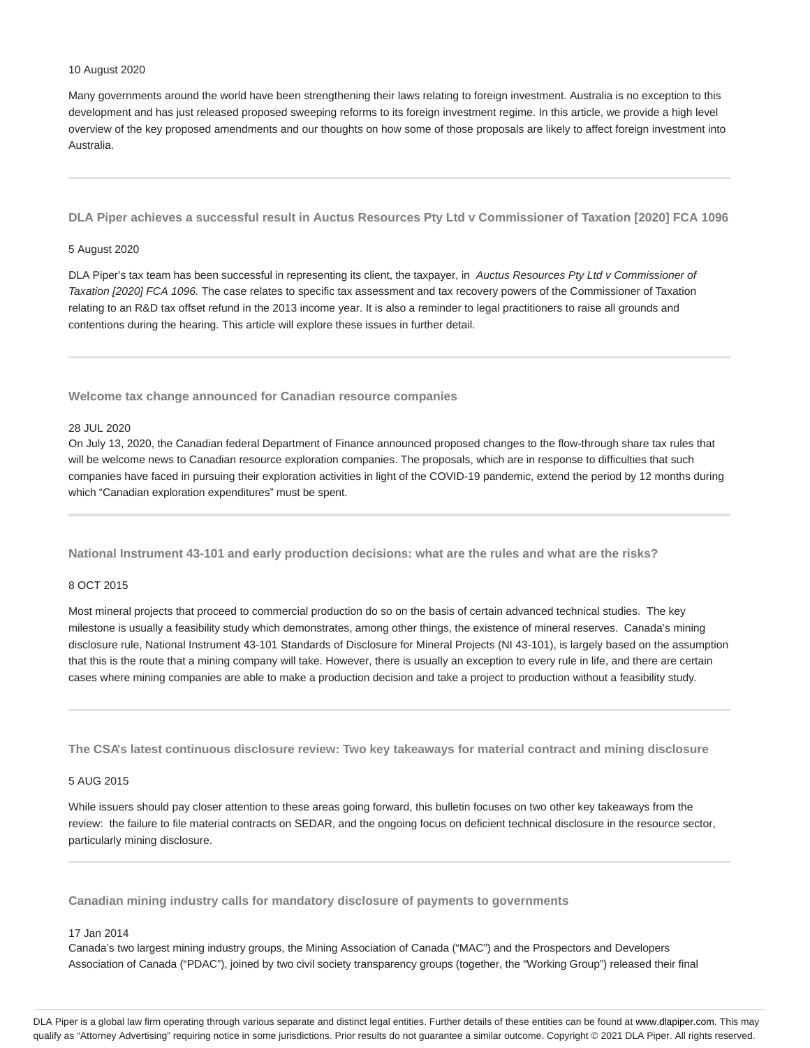10 August 2020

Many governments around the world have been strengthening their laws relating to foreign investment. Australia is no exception to this development and has just released proposed sweeping reforms to its foreign investment regime. In this article, we provide a high level overview of the key proposed amendments and our thoughts on how some of those proposals are likely to affect foreign investment into Australia.

---

### DLA Piper achieves a successful result in Auctus Resources Pty Ltd v Commissioner of Taxation [2020] FCA 1096

5 August 2020

DLA Piper's tax team has been successful in representing its client, the taxpayer, in *Auctus Resources Pty Ltd v Commissioner of Taxation [2020] FCA 1096.* The case relates to specific tax assessment and tax recovery powers of the Commissioner of Taxation relating to an R&D tax offset refund in the 2013 income year. It is also a reminder to legal practitioners to raise all grounds and contentions during the hearing. This article will explore these issues in further detail.

---

### Welcome tax change announced for Canadian resource companies

28 JUL 2020

On July 13, 2020, the Canadian federal Department of Finance announced proposed changes to the flow-through share tax rules that will be welcome news to Canadian resource exploration companies. The proposals, which are in response to difficulties that such companies have faced in pursuing their exploration activities in light of the COVID-19 pandemic, extend the period by 12 months during which "Canadian exploration expenditures" must be spent.

---

### National Instrument 43-101 and early production decisions: what are the rules and what are the risks?

8 OCT 2015

Most mineral projects that proceed to commercial production do so on the basis of certain advanced technical studies. The key milestone is usually a feasibility study which demonstrates, among other things, the existence of mineral reserves. Canada's mining disclosure rule, National Instrument 43-101 Standards of Disclosure for Mineral Projects (NI 43-101), is largely based on the assumption that this is the route that a mining company will take. However, there is usually an exception to every rule in life, and there are certain cases where mining companies are able to make a production decision and take a project to production without a feasibility study.

---

### The CSA's latest continuous disclosure review: Two key takeaways for material contract and mining disclosure

5 AUG 2015

While issuers should pay closer attention to these areas going forward, this bulletin focuses on two other key takeaways from the review: the failure to file material contracts on SEDAR, and the ongoing focus on deficient technical disclosure in the resource sector, particularly mining disclosure.

---

### Canadian mining industry calls for mandatory disclosure of payments to governments

17 Jan 2014

Canada's two largest mining industry groups, the Mining Association of Canada ("MAC") and the Prospectors and Developers Association of Canada ("PDAC"), joined by two civil society transparency groups (together, the "Working Group") released their final

DLA Piper is a global law firm operating through various separate and distinct legal entities. Further details of these entities can be found at www.dlapiper.com. This may qualify as "Attorney Advertising" requiring notice in some jurisdictions. Prior results do not guarantee a similar outcome. Copyright © 2021 DLA Piper. All rights reserved.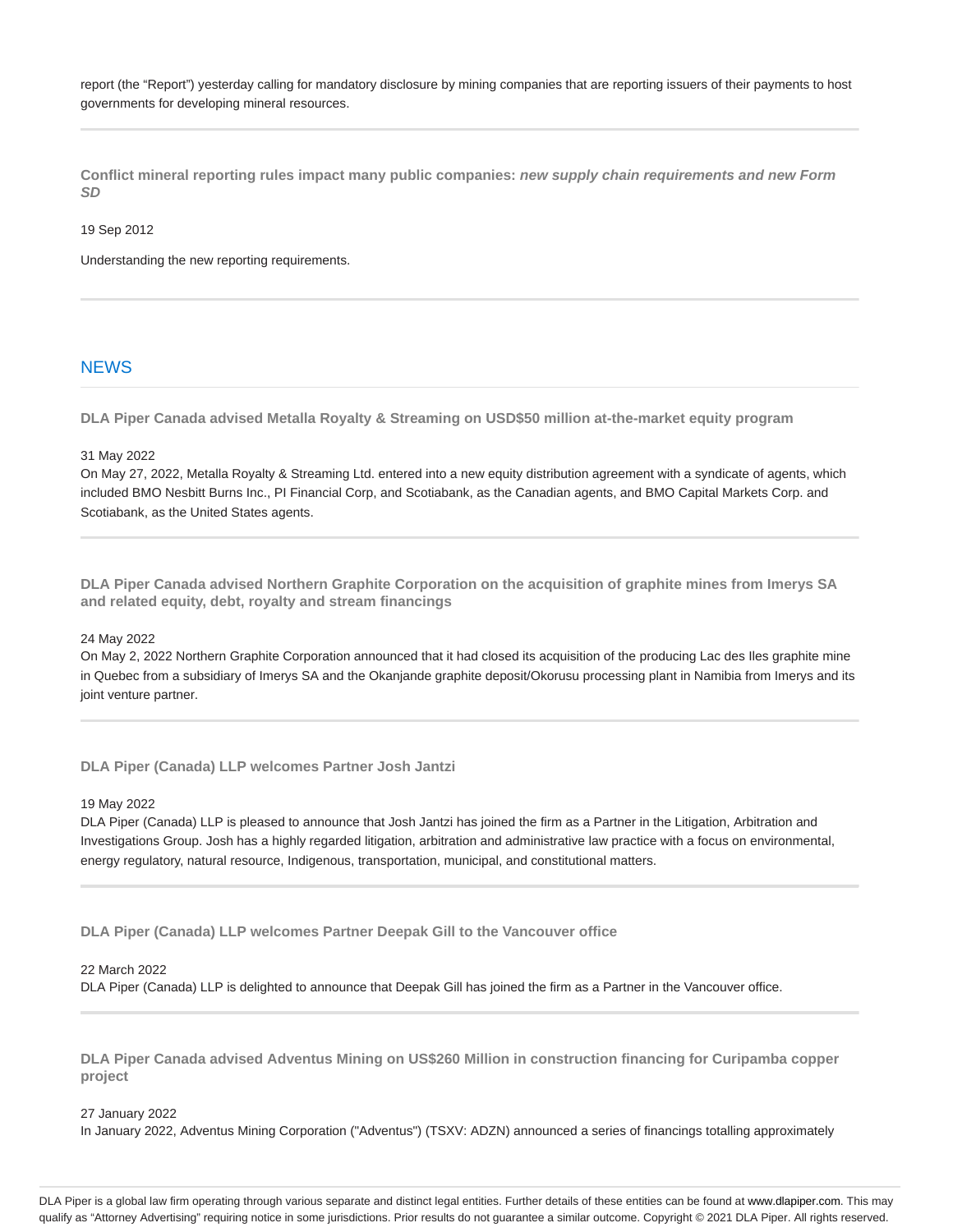report (the “Report”) yesterday calling for mandatory disclosure by mining companies that are reporting issuers of their payments to host governments for developing mineral resources.

---

**Conflict mineral reporting rules impact many public companies:** ***new supply chain requirements and new Form SD***

19 Sep 2012

Understanding the new reporting requirements.

---

## NEWS

**DLA Piper Canada advised Metalla Royalty & Streaming on USD$50 million at-the-market equity program**

31 May 2022

On May 27, 2022, Metalla Royalty & Streaming Ltd. entered into a new equity distribution agreement with a syndicate of agents, which included BMO Nesbitt Burns Inc., PI Financial Corp, and Scotiabank, as the Canadian agents, and BMO Capital Markets Corp. and Scotiabank, as the United States agents.

---

**DLA Piper Canada advised Northern Graphite Corporation on the acquisition of graphite mines from Imerys SA and related equity, debt, royalty and stream financings**

24 May 2022

On May 2, 2022 Northern Graphite Corporation announced that it had closed its acquisition of the producing Lac des Iles graphite mine in Quebec from a subsidiary of Imerys SA and the Okanjande graphite deposit/Okorusu processing plant in Namibia from Imerys and its joint venture partner.

---

**DLA Piper (Canada) LLP welcomes Partner Josh Jantzi**

19 May 2022

DLA Piper (Canada) LLP is pleased to announce that Josh Jantzi has joined the firm as a Partner in the Litigation, Arbitration and Investigations Group. Josh has a highly regarded litigation, arbitration and administrative law practice with a focus on environmental, energy regulatory, natural resource, Indigenous, transportation, municipal, and constitutional matters.

---

**DLA Piper (Canada) LLP welcomes Partner Deepak Gill to the Vancouver office**

22 March 2022

DLA Piper (Canada) LLP is delighted to announce that Deepak Gill has joined the firm as a Partner in the Vancouver office.

---

**DLA Piper Canada advised Adventus Mining on US$260 Million in construction financing for Curipamba copper project**

27 January 2022

In January 2022, Adventus Mining Corporation ("Adventus") (TSXV: ADZN) announced a series of financings totalling approximately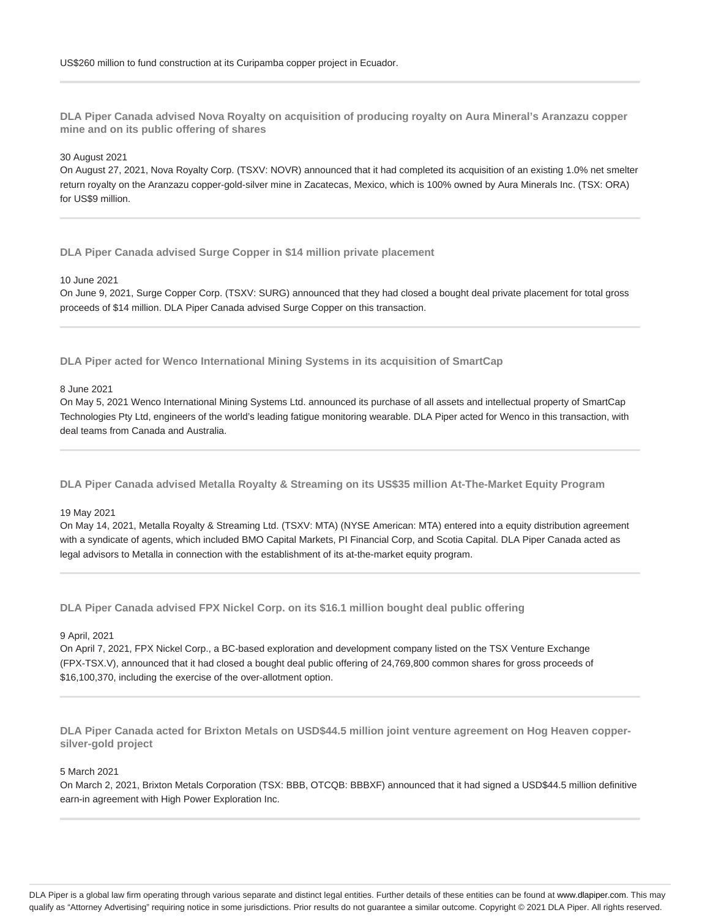US$260 million to fund construction at its Curipamba copper project in Ecuador.

---

### DLA Piper Canada advised Nova Royalty on acquisition of producing royalty on Aura Mineral's Aranzazu copper mine and on its public offering of shares

30 August 2021

On August 27, 2021, Nova Royalty Corp. (TSXV: NOVR) announced that it had completed its acquisition of an existing 1.0% net smelter return royalty on the Aranzazu copper-gold-silver mine in Zacatecas, Mexico, which is 100% owned by Aura Minerals Inc. (TSX: ORA) for US$9 million.

---

### DLA Piper Canada advised Surge Copper in $14 million private placement

10 June 2021

On June 9, 2021, Surge Copper Corp. (TSXV: SURG) announced that they had closed a bought deal private placement for total gross proceeds of $14 million. DLA Piper Canada advised Surge Copper on this transaction.

---

### DLA Piper acted for Wenco International Mining Systems in its acquisition of SmartCap

8 June 2021

On May 5, 2021 Wenco International Mining Systems Ltd. announced its purchase of all assets and intellectual property of SmartCap Technologies Pty Ltd, engineers of the world's leading fatigue monitoring wearable. DLA Piper acted for Wenco in this transaction, with deal teams from Canada and Australia.

---

### DLA Piper Canada advised Metalla Royalty & Streaming on its US$35 million At-The-Market Equity Program

19 May 2021

On May 14, 2021, Metalla Royalty & Streaming Ltd. (TSXV: MTA) (NYSE American: MTA) entered into a equity distribution agreement with a syndicate of agents, which included BMO Capital Markets, PI Financial Corp, and Scotia Capital. DLA Piper Canada acted as legal advisors to Metalla in connection with the establishment of its at-the-market equity program.

---

### DLA Piper Canada advised FPX Nickel Corp. on its $16.1 million bought deal public offering

9 April, 2021

On April 7, 2021, FPX Nickel Corp., a BC-based exploration and development company listed on the TSX Venture Exchange (FPX-TSX.V), announced that it had closed a bought deal public offering of 24,769,800 common shares for gross proceeds of $16,100,370, including the exercise of the over-allotment option.

---

### DLA Piper Canada acted for Brixton Metals on USD$44.5 million joint venture agreement on Hog Heaven copper-silver-gold project

5 March 2021

On March 2, 2021, Brixton Metals Corporation (TSX: BBB, OTCQB: BBBXF) announced that it had signed a USD$44.5 million definitive earn-in agreement with High Power Exploration Inc.

---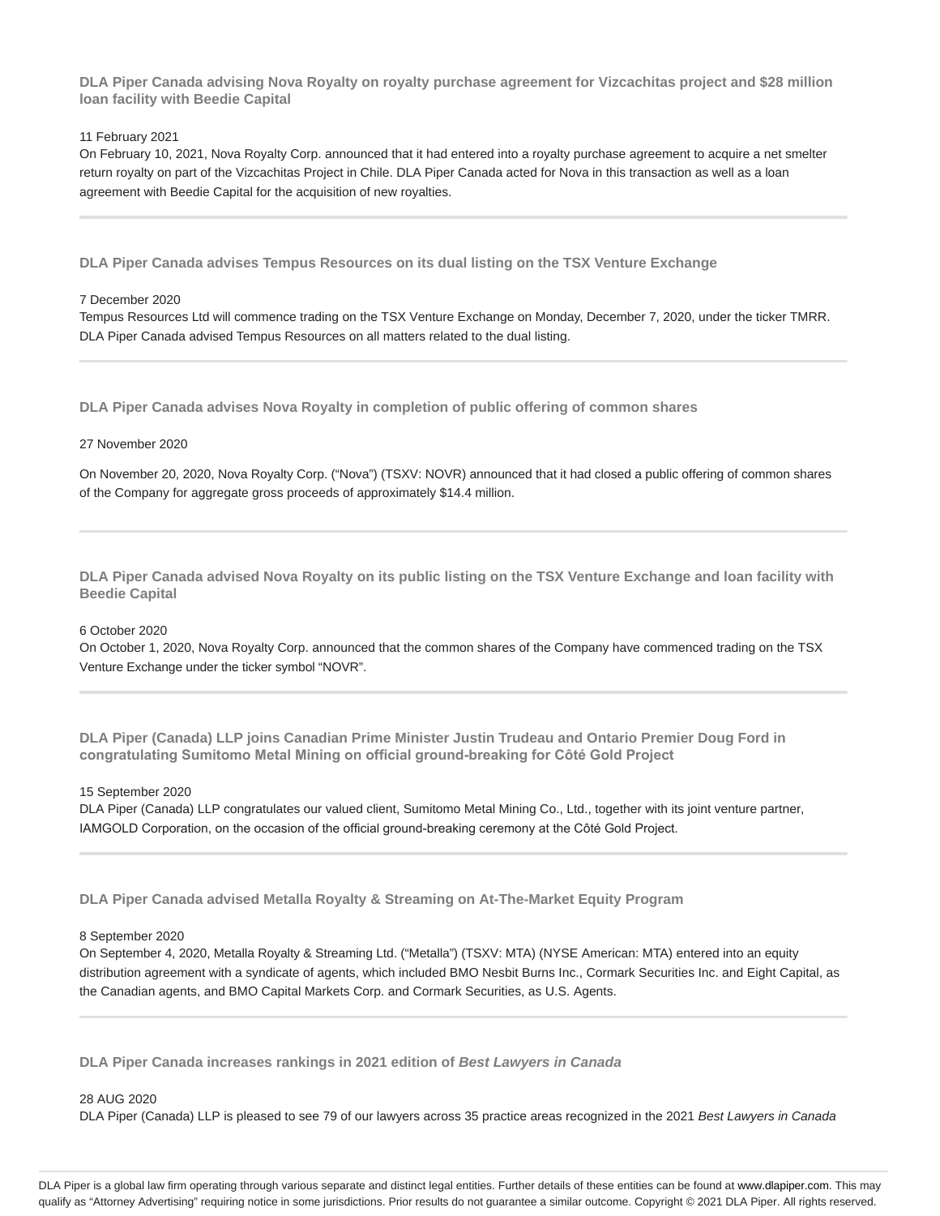### DLA Piper Canada advising Nova Royalty on royalty purchase agreement for Vizcachitas project and $28 million loan facility with Beedie Capital

11 February 2021

On February 10, 2021, Nova Royalty Corp. announced that it had entered into a royalty purchase agreement to acquire a net smelter return royalty on part of the Vizcachitas Project in Chile. DLA Piper Canada acted for Nova in this transaction as well as a loan agreement with Beedie Capital for the acquisition of new royalties.

---

### DLA Piper Canada advises Tempus Resources on its dual listing on the TSX Venture Exchange

7 December 2020

Tempus Resources Ltd will commence trading on the TSX Venture Exchange on Monday, December 7, 2020, under the ticker TMRR. DLA Piper Canada advised Tempus Resources on all matters related to the dual listing.

---

### DLA Piper Canada advises Nova Royalty in completion of public offering of common shares

27 November 2020

On November 20, 2020, Nova Royalty Corp. ("Nova") (TSXV: NOVR) announced that it had closed a public offering of common shares of the Company for aggregate gross proceeds of approximately $14.4 million.

---

### DLA Piper Canada advised Nova Royalty on its public listing on the TSX Venture Exchange and loan facility with Beedie Capital

6 October 2020

On October 1, 2020, Nova Royalty Corp. announced that the common shares of the Company have commenced trading on the TSX Venture Exchange under the ticker symbol "NOVR".

---

### DLA Piper (Canada) LLP joins Canadian Prime Minister Justin Trudeau and Ontario Premier Doug Ford in congratulating Sumitomo Metal Mining on official ground-breaking for Côté Gold Project

15 September 2020

DLA Piper (Canada) LLP congratulates our valued client, Sumitomo Metal Mining Co., Ltd., together with its joint venture partner, IAMGOLD Corporation, on the occasion of the official ground-breaking ceremony at the Côté Gold Project.

---

### DLA Piper Canada advised Metalla Royalty & Streaming on At-The-Market Equity Program

8 September 2020

On September 4, 2020, Metalla Royalty & Streaming Ltd. ("Metalla") (TSXV: MTA) (NYSE American: MTA) entered into an equity distribution agreement with a syndicate of agents, which included BMO Nesbit Burns Inc., Cormark Securities Inc. and Eight Capital, as the Canadian agents, and BMO Capital Markets Corp. and Cormark Securities, as U.S. Agents.

---

### DLA Piper Canada increases rankings in 2021 edition of *Best Lawyers in Canada*

28 AUG 2020

DLA Piper (Canada) LLP is pleased to see 79 of our lawyers across 35 practice areas recognized in the 2021 *Best Lawyers in Canada*

DLA Piper is a global law firm operating through various separate and distinct legal entities. Further details of these entities can be found at www.dlapiper.com. This may qualify as "Attorney Advertising" requiring notice in some jurisdictions. Prior results do not guarantee a similar outcome. Copyright © 2021 DLA Piper. All rights reserved.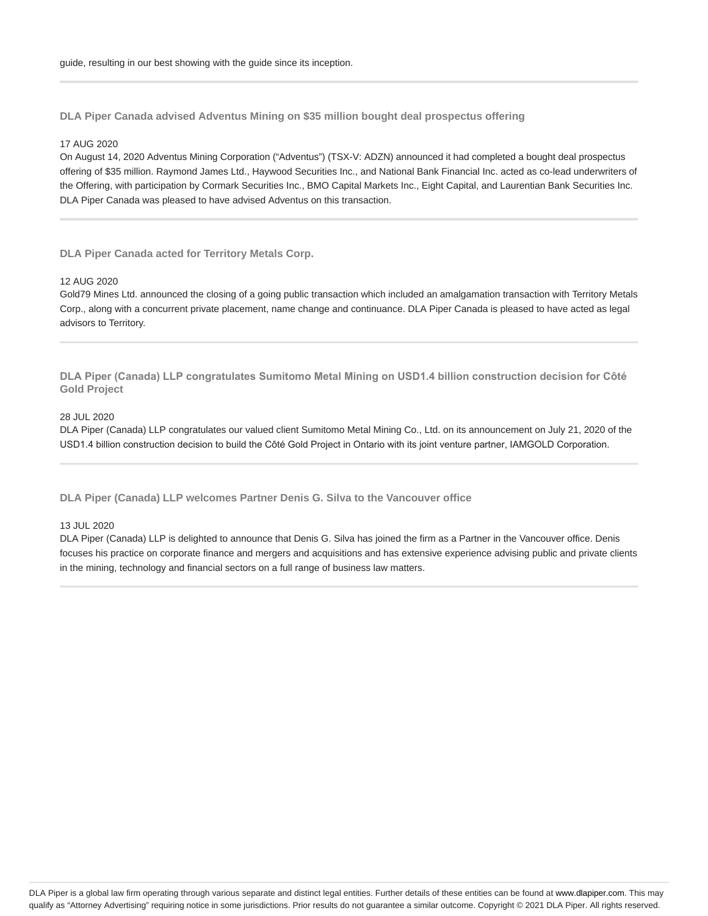guide, resulting in our best showing with the guide since its inception.

---

### DLA Piper Canada advised Adventus Mining on $35 million bought deal prospectus offering

17 AUG 2020

On August 14, 2020 Adventus Mining Corporation (“Adventus”) (TSX-V: ADZN) announced it had completed a bought deal prospectus offering of $35 million. Raymond James Ltd., Haywood Securities Inc., and National Bank Financial Inc. acted as co-lead underwriters of the Offering, with participation by Cormark Securities Inc., BMO Capital Markets Inc., Eight Capital, and Laurentian Bank Securities Inc. DLA Piper Canada was pleased to have advised Adventus on this transaction.

---

### DLA Piper Canada acted for Territory Metals Corp.

12 AUG 2020

Gold79 Mines Ltd. announced the closing of a going public transaction which included an amalgamation transaction with Territory Metals Corp., along with a concurrent private placement, name change and continuance. DLA Piper Canada is pleased to have acted as legal advisors to Territory.

---

### DLA Piper (Canada) LLP congratulates Sumitomo Metal Mining on USD1.4 billion construction decision for Côté Gold Project

28 JUL 2020

DLA Piper (Canada) LLP congratulates our valued client Sumitomo Metal Mining Co., Ltd. on its announcement on July 21, 2020 of the USD1.4 billion construction decision to build the Côté Gold Project in Ontario with its joint venture partner, IAMGOLD Corporation.

---

### DLA Piper (Canada) LLP welcomes Partner Denis G. Silva to the Vancouver office

13 JUL 2020

DLA Piper (Canada) LLP is delighted to announce that Denis G. Silva has joined the firm as a Partner in the Vancouver office. Denis focuses his practice on corporate finance and mergers and acquisitions and has extensive experience advising public and private clients in the mining, technology and financial sectors on a full range of business law matters.

---